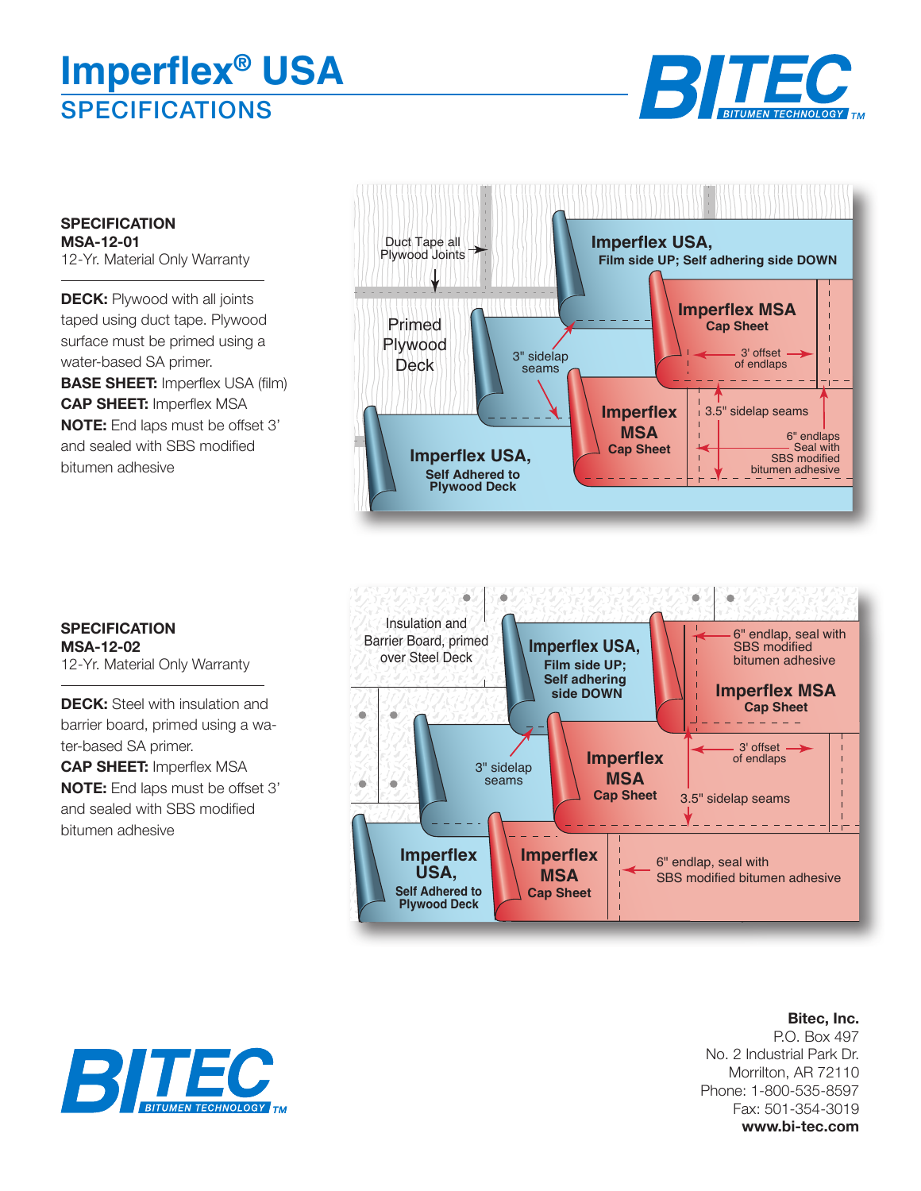# Imperflex® USA

## SPECIFICATIONS

**SPECIFICATION**
**MSA-12-01**
12-Yr. Material Only Warranty

**DECK:** Plywood with all joints taped using duct tape. Plywood surface must be primed using a water-based SA primer.
**BASE SHEET:** Imperflex USA (film)
**CAP SHEET:** Imperflex MSA
**NOTE:** End laps must be offset 3' and sealed with SBS modified bitumen adhesive

Duct Tape all Plywood Joints

Primed Plywood Deck

**Imperflex USA,** Film side UP; Self adhering side DOWN

**Imperflex MSA** Cap Sheet

3" sidelap seams

3' offset of endlaps

3.5" sidelap seams

6" endlaps Seal with SBS modified bitumen adhesive

**Imperflex USA,** Self Adhered to Plywood Deck

**SPECIFICATION**
**MSA-12-02**
12-Yr. Material Only Warranty

**DECK:** Steel with insulation and barrier board, primed using a water-based SA primer.
**CAP SHEET:** Imperflex MSA
**NOTE:** End laps must be offset 3' and sealed with SBS modified bitumen adhesive

Insulation and Barrier Board, primed over Steel Deck

**Imperflex USA,** Film side UP; Self adhering side DOWN

6" endlap, seal with SBS modified bitumen adhesive

**Imperflex MSA** Cap Sheet

3" sidelap seams

3' offset of endlaps

3.5" sidelap seams

**Imperflex USA,** Self Adhered to Plywood Deck

6" endlap, seal with SBS modified bitumen adhesive

**Bitec, Inc.**
P.O. Box 497
No. 2 Industrial Park Dr.
Morrilton, AR 72110
Phone: 1-800-535-8597
Fax: 501-354-3019
**www.bi-tec.com**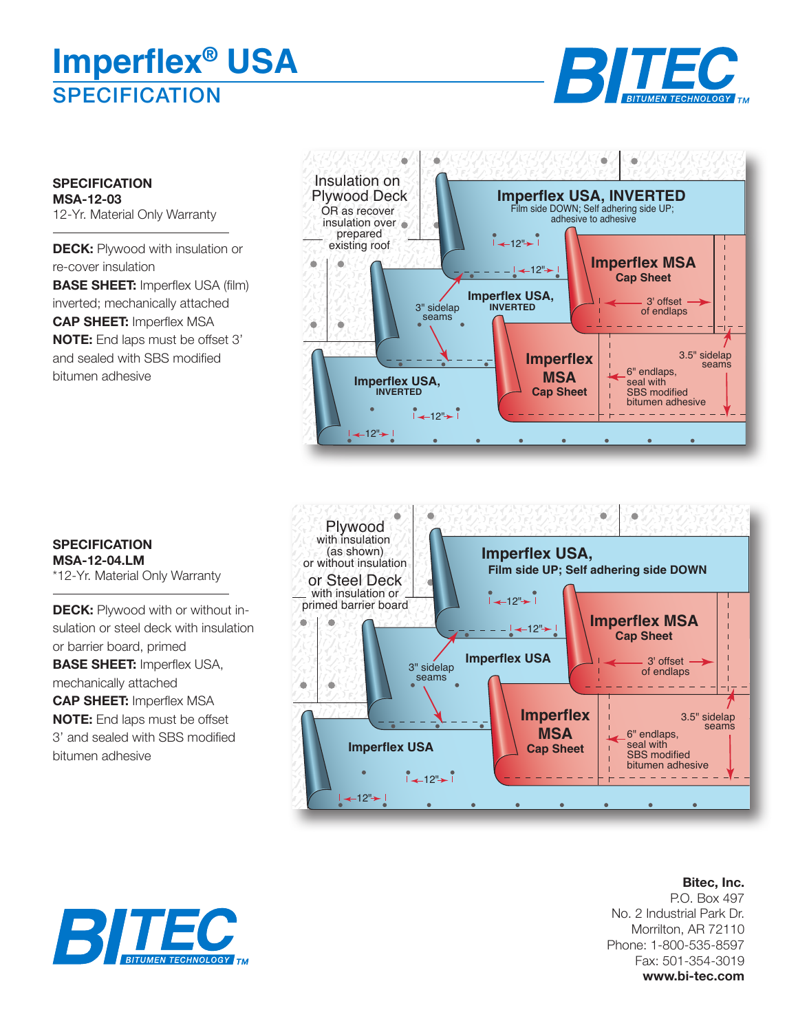# Imperflex® USA

## SPECIFICATION

**SPECIFICATION**
**MSA-12-03**
12-Yr. Material Only Warranty

**DECK:** Plywood with insulation or re-cover insulation
**BASE SHEET:** Imperflex USA (film) inverted; mechanically attached
**CAP SHEET:** Imperflex MSA
**NOTE:** End laps must be offset 3' and sealed with SBS modified bitumen adhesive

Insulation on Plywood Deck OR as recover insulation over prepared existing roof

Imperflex USA, INVERTED
Film side DOWN; Self adhering side UP; adhesive to adhesive

12"

12"

Imperflex MSA Cap Sheet

3" sidelap seams

Imperflex USA, INVERTED

3' offset of endlaps

Imperflex MSA Cap Sheet

3.5" sidelap seams

6" endlaps, seal with SBS modified bitumen adhesive

Imperflex USA, INVERTED

12"

12"

**SPECIFICATION**
**MSA-12-04.LM**
*12-Yr. Material Only Warranty

**DECK:** Plywood with or without insulation or steel deck with insulation or barrier board, primed
**BASE SHEET:** Imperflex USA, mechanically attached
**CAP SHEET:** Imperflex MSA
**NOTE:** End laps must be offset 3' and sealed with SBS modified bitumen adhesive

Plywood with insulation (as shown) or without insulation or Steel Deck with insulation or primed barrier board

Imperflex USA,
Film side UP; Self adhering side DOWN

12"

12"

Imperflex MSA Cap Sheet

3" sidelap seams

Imperflex USA

3' offset of endlaps

Imperflex MSA Cap Sheet

3.5" sidelap seams

6" endlaps, seal with SBS modified bitumen adhesive

Imperflex USA

12"

12"

**Bitec, Inc.**
P.O. Box 497
No. 2 Industrial Park Dr.
Morrilton, AR 72110
Phone: 1-800-535-8597
Fax: 501-354-3019
**www.bi-tec.com**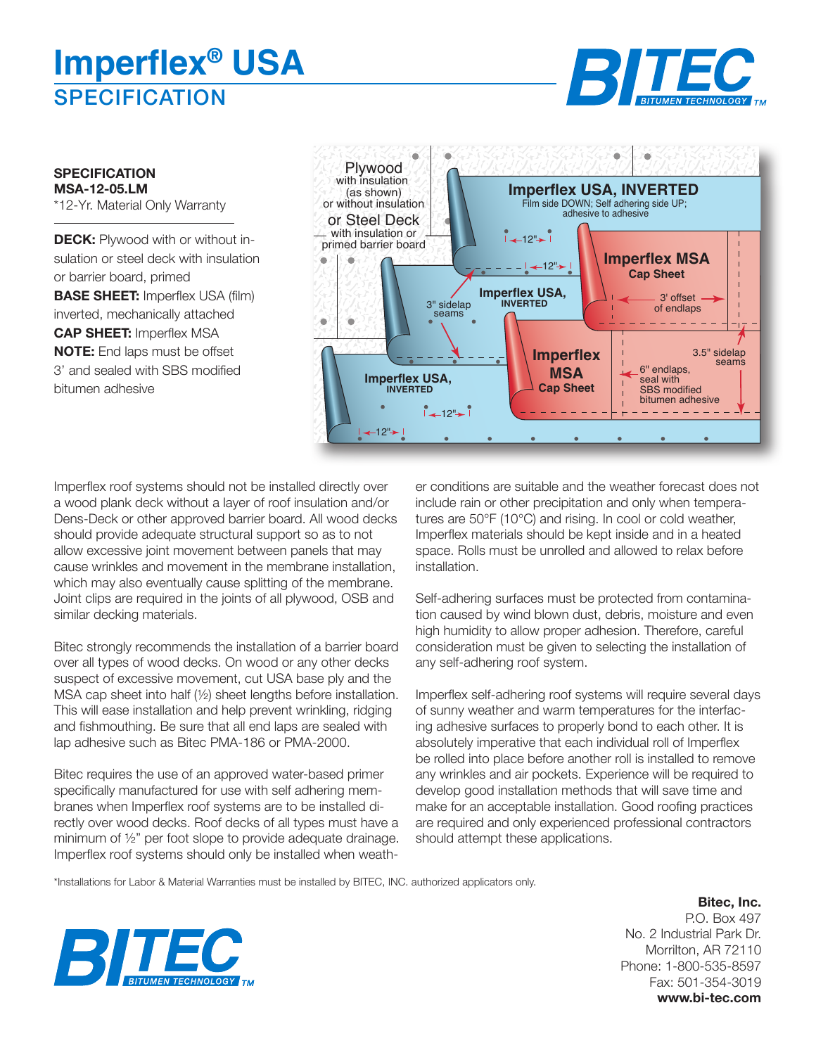# Imperflex® USA

## SPECIFICATION

**SPECIFICATION**
**MSA-12-05.LM**
*12-Yr. Material Only Warranty

**DECK:** Plywood with or without insulation or steel deck with insulation or barrier board, primed
**BASE SHEET:** Imperflex USA (film) inverted, mechanically attached
**CAP SHEET:** Imperflex MSA
**NOTE:** End laps must be offset 3' and sealed with SBS modified bitumen adhesive

Plywood with insulation (as shown) or without insulation or Steel Deck with insulation or primed barrier board

Imperflex USA, INVERTED
Film side DOWN; Self adhering side UP; adhesive to adhesive

12"
12"
Imperflex MSA Cap Sheet
3' offset of endlaps
Imperflex USA, INVERTED
3" sidelap seams
Imperflex MSA Cap Sheet
3.5" sidelap seams
6" endlaps, seal with SBS modified bitumen adhesive
Imperflex USA, INVERTED
12"
12"

Imperflex roof systems should not be installed directly over a wood plank deck without a layer of roof insulation and/or Dens-Deck or other approved barrier board. All wood decks should provide adequate structural support so as to not allow excessive joint movement between panels that may cause wrinkles and movement in the membrane installation, which may also eventually cause splitting of the membrane. Joint clips are required in the joints of all plywood, OSB and similar decking materials.

Bitec strongly recommends the installation of a barrier board over all types of wood decks. On wood or any other decks suspect of excessive movement, cut USA base ply and the MSA cap sheet into half (½) sheet lengths before installation. This will ease installation and help prevent wrinkling, ridging and fishmouthing. Be sure that all end laps are sealed with lap adhesive such as Bitec PMA-186 or PMA-2000.

Bitec requires the use of an approved water-based primer specifically manufactured for use with self adhering membranes when Imperflex roof systems are to be installed directly over wood decks. Roof decks of all types must have a minimum of ½" per foot slope to provide adequate drainage. Imperflex roof systems should only be installed when weather conditions are suitable and the weather forecast does not include rain or other precipitation and only when temperatures are 50°F (10°C) and rising. In cool or cold weather, Imperflex materials should be kept inside and in a heated space. Rolls must be unrolled and allowed to relax before installation.

Self-adhering surfaces must be protected from contamination caused by wind blown dust, debris, moisture and even high humidity to allow proper adhesion. Therefore, careful consideration must be given to selecting the installation of any self-adhering roof system.

Imperflex self-adhering roof systems will require several days of sunny weather and warm temperatures for the interfacing adhesive surfaces to properly bond to each other. It is absolutely imperative that each individual roll of Imperflex be rolled into place before another roll is installed to remove any wrinkles and air pockets. Experience will be required to develop good installation methods that will save time and make for an acceptable installation. Good roofing practices are required and only experienced professional contractors should attempt these applications.

*Installations for Labor & Material Warranties must be installed by BITEC, INC. authorized applicators only.

**Bitec, Inc.**
P.O. Box 497
No. 2 Industrial Park Dr.
Morrilton, AR 72110
Phone: 1-800-535-8597
Fax: 501-354-3019
**www.bi-tec.com**